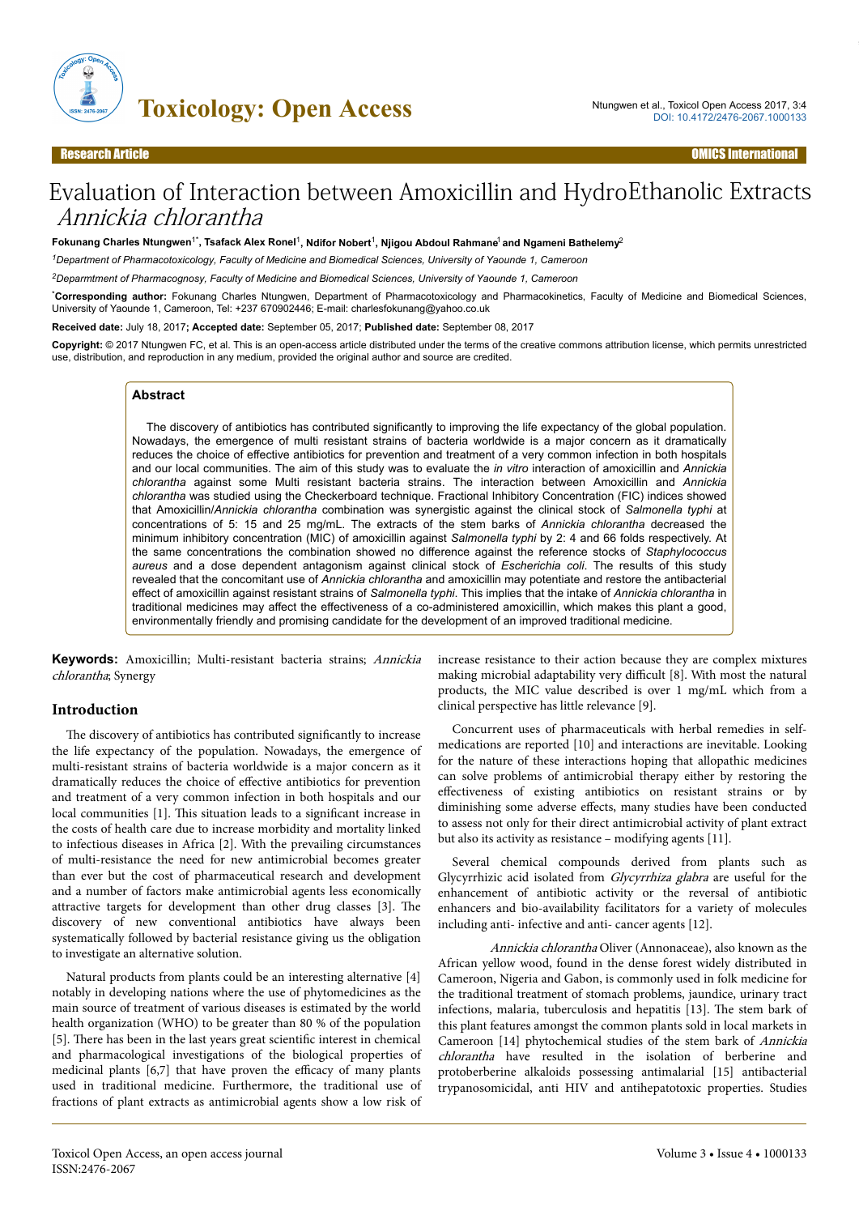Research Article

# Evaluation of Interaction between Amoxicillin and HydroEthanolic Extracts *Annickia chlorantha*

**Fokunang Charles Ntungwen[1*], Tsafack Alex Ronel[1], Ndifor Nobert[1], Njigou Abdoul Rahmane[1] and Ngameni Bathelemy[2]**

*[1]Department of Pharmacotoxicology, Faculty of Medicine and Biomedical Sciences, University of Yaounde 1, Cameroon*

*[2]Deparmtment of Pharmacognosy, Faculty of Medicine and Biomedical Sciences, University of Yaounde 1, Cameroon*

[*]**Corresponding author:** Fokunang Charles Ntungwen, Department of Pharmacotoxicology and Pharmacokinetics, Faculty of Medicine and Biomedical Sciences, University of Yaounde 1, Cameroon, Tel: +237 670902446; E-mail: charlesfokunang@yahoo.co.uk

**Received date:** July 18, 2017; **Accepted date:** September 05, 2017; **Published date:** September 08, 2017

**Copyright:** © 2017 Ntungwen FC, et al. This is an open-access article distributed under the terms of the creative commons attribution license, which permits unrestricted use, distribution, and reproduction in any medium, provided the original author and source are credited.

## Abstract

The discovery of antibiotics has contributed significantly to improving the life expectancy of the global population. Nowadays, the emergence of multi resistant strains of bacteria worldwide is a major concern as it dramatically reduces the choice of effective antibiotics for prevention and treatment of a very common infection in both hospitals and our local communities. The aim of this study was to evaluate the *in vitro* interaction of amoxicillin and *Annickia chlorantha* against some Multi resistant bacteria strains. The interaction between Amoxicillin and *Annickia chlorantha* was studied using the Checkerboard technique. Fractional Inhibitory Concentration (FIC) indices showed that Amoxicillin/*Annickia chlorantha* combination was synergistic against the clinical stock of *Salmonella typhi* at concentrations of 5: 15 and 25 mg/mL. The extracts of the stem barks of *Annickia chlorantha* decreased the minimum inhibitory concentration (MIC) of amoxicillin against *Salmonella typhi* by 2: 4 and 66 folds respectively. At the same concentrations the combination showed no difference against the reference stocks of *Staphylococcus aureus* and a dose dependent antagonism against clinical stock of *Escherichia coli*. The results of this study revealed that the concomitant use of *Annickia chlorantha* and amoxicillin may potentiate and restore the antibacterial effect of amoxicillin against resistant strains of *Salmonella typhi*. This implies that the intake of *Annickia chlorantha* in traditional medicines may affect the effectiveness of a co-administered amoxicillin, which makes this plant a good, environmentally friendly and promising candidate for the development of an improved traditional medicine.

**Keywords:** Amoxicillin; Multi-resistant bacteria strains; *Annickia chlorantha*; Synergy

## Introduction

The discovery of antibiotics has contributed significantly to increase the life expectancy of the population. Nowadays, the emergence of multi-resistant strains of bacteria worldwide is a major concern as it dramatically reduces the choice of effective antibiotics for prevention and treatment of a very common infection in both hospitals and our local communities [1]. This situation leads to a significant increase in the costs of health care due to increase morbidity and mortality linked to infectious diseases in Africa [2]. With the prevailing circumstances of multi-resistance the need for new antimicrobial becomes greater than ever but the cost of pharmaceutical research and development and a number of factors make antimicrobial agents less economically attractive targets for development than other drug classes [3]. The discovery of new conventional antibiotics have always been systematically followed by bacterial resistance giving us the obligation to investigate an alternative solution.

Natural products from plants could be an interesting alternative [4] notably in developing nations where the use of phytomedicines as the main source of treatment of various diseases is estimated by the world health organization (WHO) to be greater than 80 % of the population [5]. There has been in the last years great scientific interest in chemical and pharmacological investigations of the biological properties of medicinal plants [6,7] that have proven the efficacy of many plants used in traditional medicine. Furthermore, the traditional use of fractions of plant extracts as antimicrobial agents show a low risk of increase resistance to their action because they are complex mixtures making microbial adaptability very difficult [8]. With most the natural products, the MIC value described is over 1 mg/mL which from a clinical perspective has little relevance [9].

Concurrent uses of pharmaceuticals with herbal remedies in self-medications are reported [10] and interactions are inevitable. Looking for the nature of these interactions hoping that allopathic medicines can solve problems of antimicrobial therapy either by restoring the effectiveness of existing antibiotics on resistant strains or by diminishing some adverse effects, many studies have been conducted to assess not only for their direct antimicrobial activity of plant extract but also its activity as resistance – modifying agents [11].

Several chemical compounds derived from plants such as Glycyrrhizic acid isolated from *Glycyrrhiza glabra* are useful for the enhancement of antibiotic activity or the reversal of antibiotic enhancers and bio-availability facilitators for a variety of molecules including anti- infective and anti- cancer agents [12].

*Annickia chlorantha* Oliver (Annonaceae), also known as the African yellow wood, found in the dense forest widely distributed in Cameroon, Nigeria and Gabon, is commonly used in folk medicine for the traditional treatment of stomach problems, jaundice, urinary tract infections, malaria, tuberculosis and hepatitis [13]. The stem bark of this plant features amongst the common plants sold in local markets in Cameroon [14] phytochemical studies of the stem bark of *Annickia chlorantha* have resulted in the isolation of berberine and protoberberine alkaloids possessing antimalarial [15] antibacterial trypanosomicidal, anti HIV and antihepatotoxic properties. Studies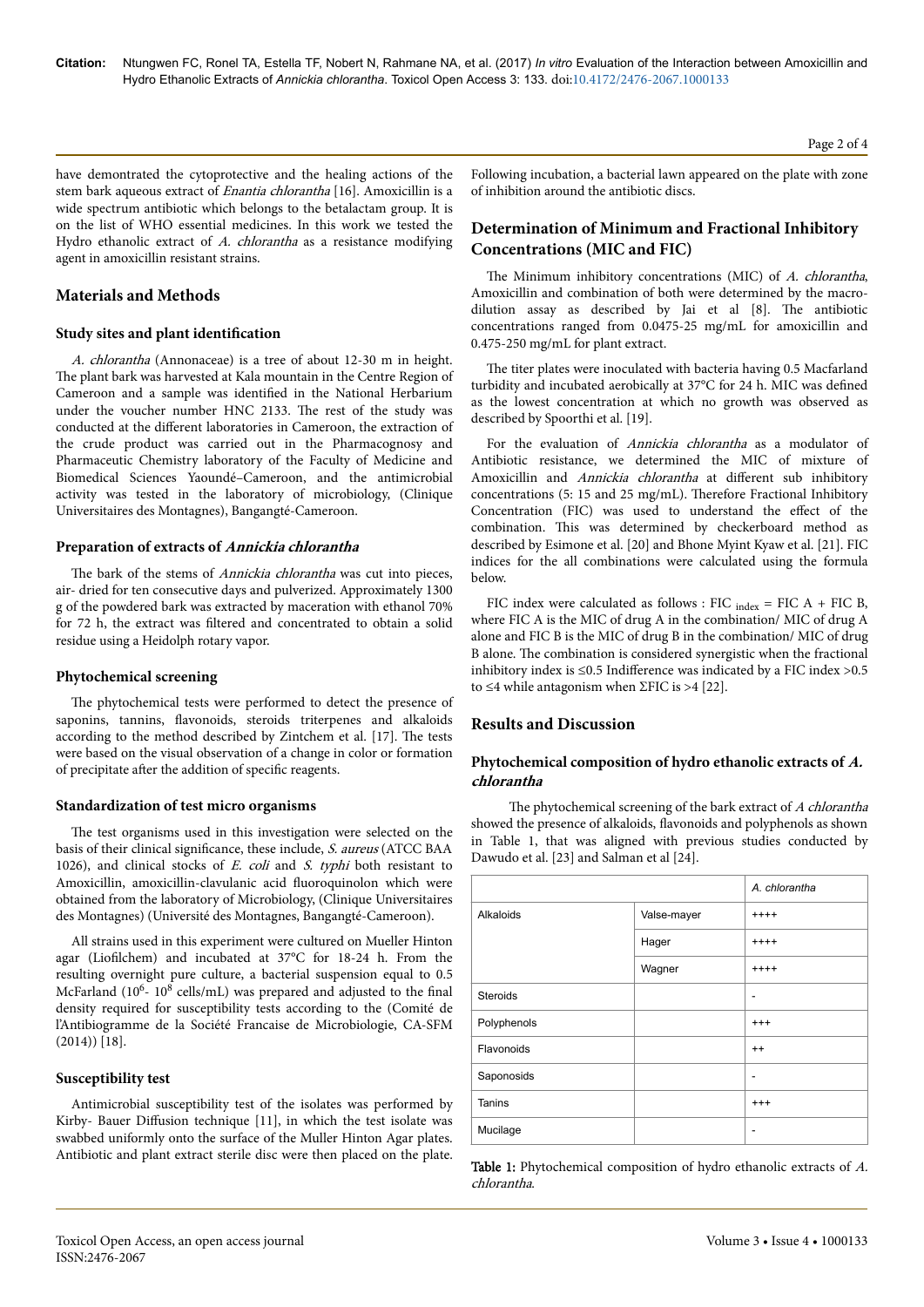have demontrated the cytoprotective and the healing actions of the stem bark aqueous extract of *Enantia chlorantha* [16]. Amoxicillin is a wide spectrum antibiotic which belongs to the betalactam group. It is on the list of WHO essential medicines. In this work we tested the Hydro ethanolic extract of *A. chlorantha* as a resistance modifying agent in amoxicillin resistant strains.

## Materials and Methods

### Study sites and plant identification

*A. chlorantha* (Annonaceae) is a tree of about 12-30 m in height. The plant bark was harvested at Kala mountain in the Centre Region of Cameroon and a sample was identified in the National Herbarium under the voucher number HNC 2133. The rest of the study was conducted at the different laboratories in Cameroon, the extraction of the crude product was carried out in the Pharmacognosy and Pharmaceutic Chemistry laboratory of the Faculty of Medicine and Biomedical Sciences Yaoundé–Cameroon, and the antimicrobial activity was tested in the laboratory of microbiology, (Clinique Universitaires des Montagnes), Bangangté-Cameroon.

### Preparation of extracts of *Annickia chlorantha*

The bark of the stems of *Annickia chlorantha* was cut into pieces, air- dried for ten consecutive days and pulverized. Approximately 1300 g of the powdered bark was extracted by maceration with ethanol 70% for 72 h, the extract was filtered and concentrated to obtain a solid residue using a Heidolph rotary vapor.

### Phytochemical screening

The phytochemical tests were performed to detect the presence of saponins, tannins, flavonoids, steroids triterpenes and alkaloids according to the method described by Zintchem et al. [17]. The tests were based on the visual observation of a change in color or formation of precipitate after the addition of specific reagents.

### Standardization of test micro organisms

The test organisms used in this investigation were selected on the basis of their clinical significance, these include, *S. aureus* (ATCC BAA 1026), and clinical stocks of *E. coli* and *S. typhi* both resistant to Amoxicillin, amoxicillin-clavulanic acid fluoroquinolon which were obtained from the laboratory of Microbiology, (Clinique Universitaires des Montagnes) (Université des Montagnes, Bangangté-Cameroon).

All strains used in this experiment were cultured on Mueller Hinton agar (Liofilchem) and incubated at 37°C for 18-24 h. From the resulting overnight pure culture, a bacterial suspension equal to 0.5 McFarland ($10^6$- $10^8$ cells/mL) was prepared and adjusted to the final density required for susceptibility tests according to the (Comité de l'Antibiogramme de la Société Francaise de Microbiologie, CA-SFM (2014)) [18].

### Susceptibility test

Antimicrobial susceptibility test of the isolates was performed by Kirby- Bauer Diffusion technique [11], in which the test isolate was swabbed uniformly onto the surface of the Muller Hinton Agar plates. Antibiotic and plant extract sterile disc were then placed on the plate. Following incubation, a bacterial lawn appeared on the plate with zone of inhibition around the antibiotic discs.

## Determination of Minimum and Fractional Inhibitory Concentrations (MIC and FIC)

The Minimum inhibitory concentrations (MIC) of *A. chlorantha*, Amoxicillin and combination of both were determined by the macro-dilution assay as described by Jai et al [8]. The antibiotic concentrations ranged from 0.0475-25 mg/mL for amoxicillin and 0.475-250 mg/mL for plant extract.

The titer plates were inoculated with bacteria having 0.5 Macfarland turbidity and incubated aerobically at 37°C for 24 h. MIC was defined as the lowest concentration at which no growth was observed as described by Spoorthi et al. [19].

For the evaluation of *Annickia chlorantha* as a modulator of Antibiotic resistance, we determined the MIC of mixture of Amoxicillin and *Annickia chlorantha* at different sub inhibitory concentrations (5: 15 and 25 mg/mL). Therefore Fractional Inhibitory Concentration (FIC) was used to understand the effect of the combination. This was determined by checkerboard method as described by Esimone et al. [20] and Bhone Myint Kyaw et al. [21]. FIC indices for the all combinations were calculated using the formula below.

FIC index were calculated as follows : $FIC_{index} = FIC\ A + FIC\ B$, where FIC A is the MIC of drug A in the combination/ MIC of drug A alone and FIC B is the MIC of drug B in the combination/ MIC of drug B alone. The combination is considered synergistic when the fractional inhibitory index is $\leq 0.5$ Indifference was indicated by a FIC index $>0.5$ to $\leq 4$ while antagonism when $\Sigma FIC$ is $>4$ [22].

## Results and Discussion

### Phytochemical composition of hydro ethanolic extracts of *A. chlorantha*

The phytochemical screening of the bark extract of *A chlorantha* showed the presence of alkaloids, flavonoids and polyphenols as shown in Table 1, that was aligned with previous studies conducted by Dawudo et al. [23] and Salman et al [24].

| | | A. chlorantha |
|---|---|---|
| Alkaloids | Valse-mayer | ++++ |
| | Hager | ++++ |
| | Wagner | ++++ |
| Steroids | | - |
| Polyphenols | | +++ |
| Flavonoids | | ++ |
| Saponosids | | - |
| Tanins | | +++ |
| Mucilage | | - |

**Table 1:** Phytochemical composition of hydro ethanolic extracts of *A. chlorantha*.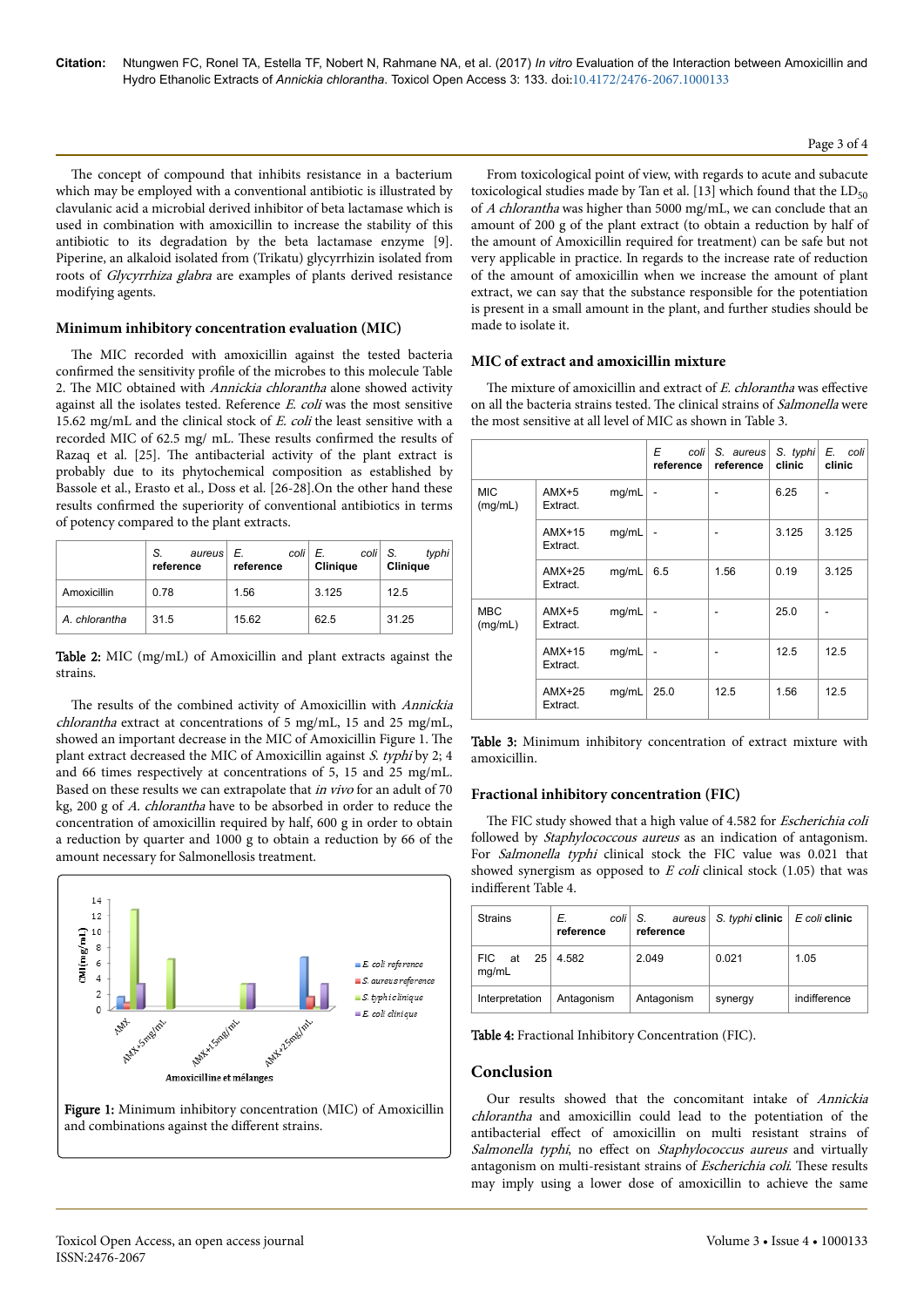The concept of compound that inhibits resistance in a bacterium which may be employed with a conventional antibiotic is illustrated by clavulanic acid a microbial derived inhibitor of beta lactamase which is used in combination with amoxicillin to increase the stability of this antibiotic to its degradation by the beta lactamase enzyme [9]. Piperine, an alkaloid isolated from (Trikatu) glycyrrhizin isolated from roots of *Glycyrrhiza glabra* are examples of plants derived resistance modifying agents.

### Minimum inhibitory concentration evaluation (MIC)

The MIC recorded with amoxicillin against the tested bacteria confirmed the sensitivity profile of the microbes to this molecule Table 2. The MIC obtained with *Annickia chlorantha* alone showed activity against all the isolates tested. Reference *E. coli* was the most sensitive 15.62 mg/mL and the clinical stock of *E. coli* the least sensitive with a recorded MIC of 62.5 mg/ mL. These results confirmed the results of Razaq et al. [25]. The antibacterial activity of the plant extract is probably due to its phytochemical composition as established by Bassole et al., Erasto et al., Doss et al. [26-28].On the other hand these results confirmed the superiority of conventional antibiotics in terms of potency compared to the plant extracts.

| | *S. aureus* reference | *E. coli* reference | *E. coli* Clinique | *S. typhi* Clinique |
|---|---|---|---|---|
| Amoxicillin | 0.78 | 1.56 | 3.125 | 12.5 |
| *A. chlorantha* | 31.5 | 15.62 | 62.5 | 31.25 |

**Table 2:** MIC (mg/mL) of Amoxicillin and plant extracts against the strains.

The results of the combined activity of Amoxicillin with *Annickia chlorantha* extract at concentrations of 5 mg/mL, 15 and 25 mg/mL, showed an important decrease in the MIC of Amoxicillin Figure 1. The plant extract decreased the MIC of Amoxicillin against *S. typhi* by 2; 4 and 66 times respectively at concentrations of 5, 15 and 25 mg/mL. Based on these results we can extrapolate that *in vivo* for an adult of 70 kg, 200 g of *A. chlorantha* have to be absorbed in order to reduce the concentration of amoxicillin required by half, 600 g in order to obtain a reduction by quarter and 1000 g to obtain a reduction by 66 of the amount necessary for Salmonellosis treatment.

**Figure 1:** Minimum inhibitory concentration (MIC) of Amoxicillin and combinations against the different strains.

From toxicological point of view, with regards to acute and subacute toxicological studies made by Tan et al. [13] which found that the $LD_{50}$ of *A chlorantha* was higher than 5000 mg/mL, we can conclude that an amount of 200 g of the plant extract (to obtain a reduction by half of the amount of Amoxicillin required for treatment) can be safe but not very applicable in practice. In regards to the increase rate of reduction of the amount of amoxicillin when we increase the amount of plant extract, we can say that the substance responsible for the potentiation is present in a small amount in the plant, and further studies should be made to isolate it.

### MIC of extract and amoxicillin mixture

The mixture of amoxicillin and extract of *E. chlorantha* was effective on all the bacteria strains tested. The clinical strains of *Salmonella* were the most sensitive at all level of MIC as shown in Table 3.

| | | *E coli* reference | *S. aureus* reference | *S. typhi* clinic | *E. coli* clinic |
|---|---|---|---|---|---|
| MIC (mg/mL) | AMX+5 mg/mL Extract. | - | - | 6.25 | - |
| | AMX+15 mg/mL Extract. | - | - | 3.125 | 3.125 |
| | AMX+25 mg/mL Extract. | 6.5 | 1.56 | 0.19 | 3.125 |
| MBC (mg/mL) | AMX+5 mg/mL Extract. | - | - | 25.0 | - |
| | AMX+15 mg/mL Extract. | - | - | 12.5 | 12.5 |
| | AMX+25 mg/mL Extract. | 25.0 | 12.5 | 1.56 | 12.5 |

**Table 3:** Minimum inhibitory concentration of extract mixture with amoxicillin.

### Fractional inhibitory concentration (FIC)

The FIC study showed that a high value of 4.582 for *Escherichia coli* followed by *Staphylococcous aureus* as an indication of antagonism. For *Salmonella typhi* clinical stock the FIC value was 0.021 that showed synergism as opposed to *E coli* clinical stock (1.05) that was indifferent Table 4.

| Strains | *E. coli* reference | *S. aureus* reference | *S. typhi* **clinic** | *E coli* **clinic** |
|---|---|---|---|---|
| FIC at 25 mg/mL | 4.582 | 2.049 | 0.021 | 1.05 |
| Interpretation | Antagonism | Antagonism | synergy | indifference |

**Table 4:** Fractional Inhibitory Concentration (FIC).

## Conclusion

Our results showed that the concomitant intake of *Annickia chlorantha* and amoxicillin could lead to the potentiation of the antibacterial effect of amoxicillin on multi resistant strains of *Salmonella typhi*, no effect on *Staphylococcus aureus* and virtually antagonism on multi-resistant strains of *Escherichia coli*. These results may imply using a lower dose of amoxicillin to achieve the same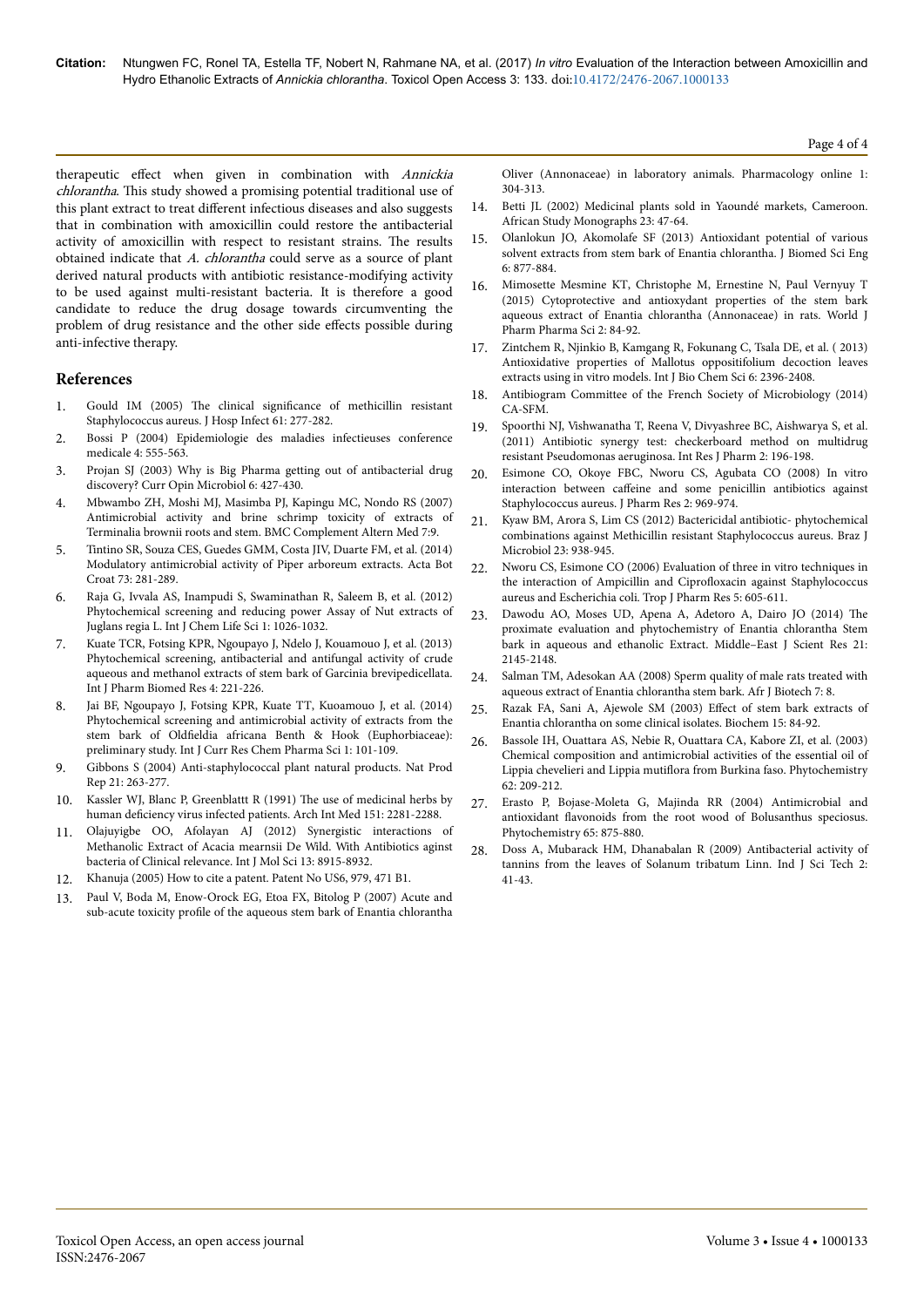therapeutic effect when given in combination with *Annickia chlorantha*. This study showed a promising potential traditional use of this plant extract to treat different infectious diseases and also suggests that in combination with amoxicillin could restore the antibacterial activity of amoxicillin with respect to resistant strains. The results obtained indicate that *A. chlorantha* could serve as a source of plant derived natural products with antibiotic resistance-modifying activity to be used against multi-resistant bacteria. It is therefore a good candidate to reduce the drug dosage towards circumventing the problem of drug resistance and the other side effects possible during anti-infective therapy.

## References

1. Gould IM (2005) The clinical significance of methicillin resistant Staphylococcus aureus. J Hosp Infect 61: 277-282.
2. Bossi P (2004) Epidemiologie des maladies infectieuses conference medicale 4: 555-563.
3. Projan SJ (2003) Why is Big Pharma getting out of antibacterial drug discovery? Curr Opin Microbiol 6: 427-430.
4. Mbwambo ZH, Moshi MJ, Masimba PJ, Kapingu MC, Nondo RS (2007) Antimicrobial activity and brine schrimp toxicity of extracts of Terminalia brownii roots and stem. BMC Complement Altern Med 7:9.
5. Tintino SR, Souza CES, Guedes GMM, Costa JIV, Duarte FM, et al. (2014) Modulatory antimicrobial activity of Piper arboreum extracts. Acta Bot Croat 73: 281-289.
6. Raja G, Ivvala AS, Inampudi S, Swaminathan R, Saleem B, et al. (2012) Phytochemical screening and reducing power Assay of Nut extracts of Juglans regia L. Int J Chem Life Sci 1: 1026-1032.
7. Kuate TCR, Fotsing KPR, Ngoupayo J, Ndelo J, Kouamouo J, et al. (2013) Phytochemical screening, antibacterial and antifungal activity of crude aqueous and methanol extracts of stem bark of Garcinia brevipedicellata. Int J Pharm Biomed Res 4: 221-226.
8. Jai BF, Ngoupayo J, Fotsing KPR, Kuate TT, Kuoamouo J, et al. (2014) Phytochemical screening and antimicrobial activity of extracts from the stem bark of Oldfieldia africana Benth & Hook (Euphorbiaceae): preliminary study. Int J Curr Res Chem Pharma Sci 1: 101-109.
9. Gibbons S (2004) Anti-staphylococcal plant natural products. Nat Prod Rep 21: 263-277.
10. Kassler WJ, Blanc P, Greenblattt R (1991) The use of medicinal herbs by human deficiency virus infected patients. Arch Int Med 151: 2281-2288.
11. Olajuyigbe OO, Afolayan AJ (2012) Synergistic interactions of Methanolic Extract of Acacia mearnsii De Wild. With Antibiotics agaist bacteria of Clinical relevance. Int J Mol Sci 13: 8915-8932.
12. Khanuja (2005) How to cite a patent. Patent No US6, 979, 471 B1.
13. Paul V, Boda M, Enow-Orock EG, Etoa FX, Bitolog P (2007) Acute and sub-acute toxicity profile of the aqueous stem bark of Enantia chlorantha Oliver (Annonaceae) in laboratory animals. Pharmacology online 1: 304-313.
14. Betti JL (2002) Medicinal plants sold in Yaoundé markets, Cameroon. African Study Monographs 23: 47-64.
15. Olanlokun JO, Akomolafe SF (2013) Antioxidant potential of various solvent extracts from stem bark of Enantia chlorantha. J Biomed Sci Eng 6: 877-884.
16. Mimosette Mesmine KT, Christophe M, Ernestine N, Paul Vernyuy T (2015) Cytoprotective and antioxydant properties of the stem bark aqueous extract of Enantia chlorantha (Annonaceae) in rats. World J Pharm Pharma Sci 2: 84-92.
17. Zintchem R, Njinkio B, Kamgang R, Fokunang C, Tsala DE, et al. ( 2013) Antioxidative properties of Mallotus oppositifolium decoction leaves extracts using in vitro models. Int J Bio Chem Sci 6: 2396-2408.
18. Antibiogram Committee of the French Society of Microbiology (2014) CA-SFM.
19. Spoorthi NJ, Vishwanatha T, Reena V, Divyashree BC, Aishwarya S, et al. (2011) Antibiotic synergy test: checkerboard method on multidrug resistant Pseudomonas aeruginosa. Int Res J Pharm 2: 196-198.
20. Esimone CO, Okoye FBC, Nworu CS, Agubata CO (2008) In vitro interaction between caffeine and some penicillin antibiotics against Staphylococcus aureus. J Pharm Res 2: 969-974.
21. Kyaw BM, Arora S, Lim CS (2012) Bactericidal antibiotic- phytochemical combinations against Methicillin resistant Staphylococcus aureus. Braz J Microbiol 23: 938-945.
22. Nworu CS, Esimone CO (2006) Evaluation of three in vitro techniques in the interaction of Ampicillin and Ciprofloxacin against Staphylococcus aureus and Escherichia coli. Trop J Pharm Res 5: 605-611.
23. Dawodu AO, Moses UD, Apena A, Adetoro A, Dairo JO (2014) The proximate evaluation and phytochemistry of Enantia chlorantha Stem bark in aqueous and ethanolic Extract. Middle–East J Scient Res 21: 2145-2148.
24. Salman TM, Adesokan AA (2008) Sperm quality of male rats treated with aqueous extract of Enantia chlorantha stem bark. Afr J Biotech 7: 8.
25. Razak FA, Sani A, Ajewole SM (2003) Effect of stem bark extracts of Enantia chlorantha on some clinical isolates. Biochem 15: 84-92.
26. Bassole IH, Ouattara AS, Nebie R, Ouattara CA, Kabore ZI, et al. (2003) Chemical composition and antimicrobial activities of the essential oil of Lippia chevelieri and Lippia mutiflora from Burkina faso. Phytochemistry 62: 209-212.
27. Erasto P, Bojase-Moleta G, Majinda RR (2004) Antimicrobial and antioxidant flavonoids from the root wood of Bolusanthus speciosus. Phytochemistry 65: 875-880.
28. Doss A, Mubarack HM, Dhanabalan R (2009) Antibacterial activity of tannins from the leaves of Solanum tribatum Linn. Ind J Sci Tech 2: 41-43.